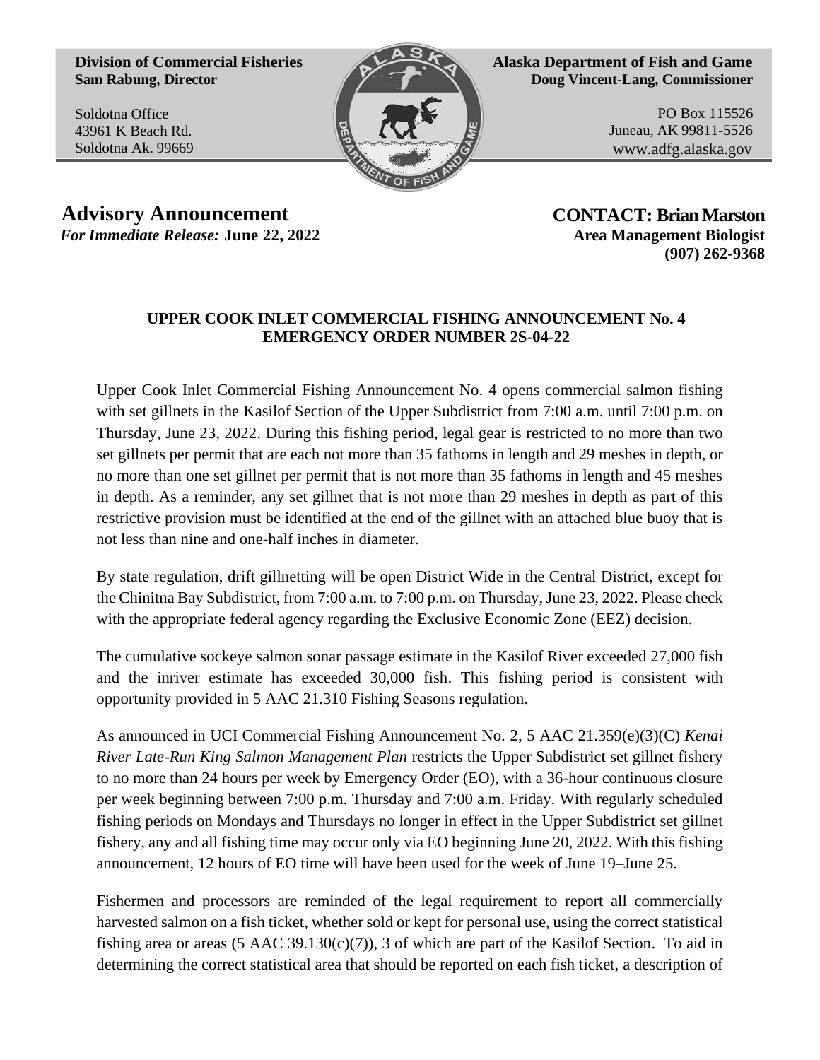**Division of Commercial Fisheries**
**Sam Rabung, Director**

Soldotna Office
43961 K Beach Rd.
Soldotna Ak. 99669

**Alaska Department of Fish and Game**
**Doug Vincent-Lang, Commissioner**

PO Box 115526
Juneau, AK 99811-5526
www.adfg.alaska.gov

**Advisory Announcement**
*For Immediate Release:* **June 22, 2022**

**CONTACT: Brian Marston**
**Area Management Biologist**
**(907) 262-9368**

**UPPER COOK INLET COMMERCIAL FISHING ANNOUNCEMENT No. 4**
**EMERGENCY ORDER NUMBER 2S-04-22**

Upper Cook Inlet Commercial Fishing Announcement No. 4 opens commercial salmon fishing with set gillnets in the Kasilof Section of the Upper Subdistrict from 7:00 a.m. until 7:00 p.m. on Thursday, June 23, 2022. During this fishing period, legal gear is restricted to no more than two set gillnets per permit that are each not more than 35 fathoms in length and 29 meshes in depth, or no more than one set gillnet per permit that is not more than 35 fathoms in length and 45 meshes in depth. As a reminder, any set gillnet that is not more than 29 meshes in depth as part of this restrictive provision must be identified at the end of the gillnet with an attached blue buoy that is not less than nine and one-half inches in diameter.

By state regulation, drift gillnetting will be open District Wide in the Central District, except for the Chinitna Bay Subdistrict, from 7:00 a.m. to 7:00 p.m. on Thursday, June 23, 2022. Please check with the appropriate federal agency regarding the Exclusive Economic Zone (EEZ) decision.

The cumulative sockeye salmon sonar passage estimate in the Kasilof River exceeded 27,000 fish and the inriver estimate has exceeded 30,000 fish. This fishing period is consistent with opportunity provided in 5 AAC 21.310 Fishing Seasons regulation.

As announced in UCI Commercial Fishing Announcement No. 2, 5 AAC 21.359(e)(3)(C) *Kenai River Late-Run King Salmon Management Plan* restricts the Upper Subdistrict set gillnet fishery to no more than 24 hours per week by Emergency Order (EO), with a 36-hour continuous closure per week beginning between 7:00 p.m. Thursday and 7:00 a.m. Friday. With regularly scheduled fishing periods on Mondays and Thursdays no longer in effect in the Upper Subdistrict set gillnet fishery, any and all fishing time may occur only via EO beginning June 20, 2022. With this fishing announcement, 12 hours of EO time will have been used for the week of June 19–June 25.

Fishermen and processors are reminded of the legal requirement to report all commercially harvested salmon on a fish ticket, whether sold or kept for personal use, using the correct statistical fishing area or areas (5 AAC 39.130(c)(7)), 3 of which are part of the Kasilof Section. To aid in determining the correct statistical area that should be reported on each fish ticket, a description of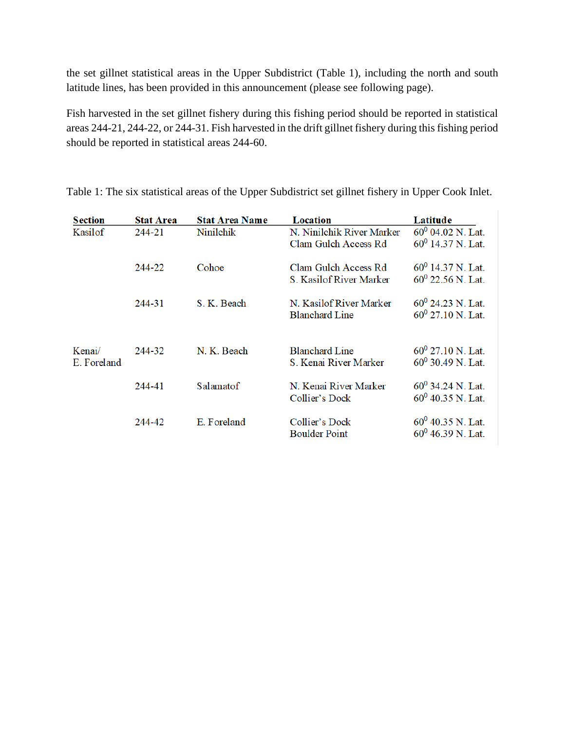the set gillnet statistical areas in the Upper Subdistrict (Table 1), including the north and south latitude lines, has been provided in this announcement (please see following page).

Fish harvested in the set gillnet fishery during this fishing period should be reported in statistical areas 244-21, 244-22, or 244-31. Fish harvested in the drift gillnet fishery during this fishing period should be reported in statistical areas 244-60.

Table 1: The six statistical areas of the Upper Subdistrict set gillnet fishery in Upper Cook Inlet.

| Section | Stat Area | Stat Area Name | Location | Latitude |
|---|---|---|---|---|
| Kasilof | 244-21 | Ninilchik | N. Ninilchik River Marker | $60^0$ 04.02 N. Lat. |
| | | | Clam Gulch Access Rd | $60^0$ 14.37 N. Lat. |
| | 244-22 | Cohoe | Clam Gulch Access Rd | $60^0$ 14.37 N. Lat. |
| | | | S. Kasilof River Marker | $60^0$ 22.56 N. Lat. |
| | 244-31 | S. K. Beach | N. Kasilof River Marker | $60^0$ 24.23 N. Lat. |
| | | | Blanchard Line | $60^0$ 27.10 N. Lat. |
| Kenai/ E. Foreland | 244-32 | N. K. Beach | Blanchard Line | $60^0$ 27.10 N. Lat. |
| | | | S. Kenai River Marker | $60^0$ 30.49 N. Lat. |
| | 244-41 | Salamatof | N. Kenai River Marker | $60^0$ 34.24 N. Lat. |
| | | | Collier's Dock | $60^0$ 40.35 N. Lat. |
| | 244-42 | E. Foreland | Collier's Dock | $60^0$ 40.35 N. Lat. |
| | | | Boulder Point | $60^0$ 46.39 N. Lat. |